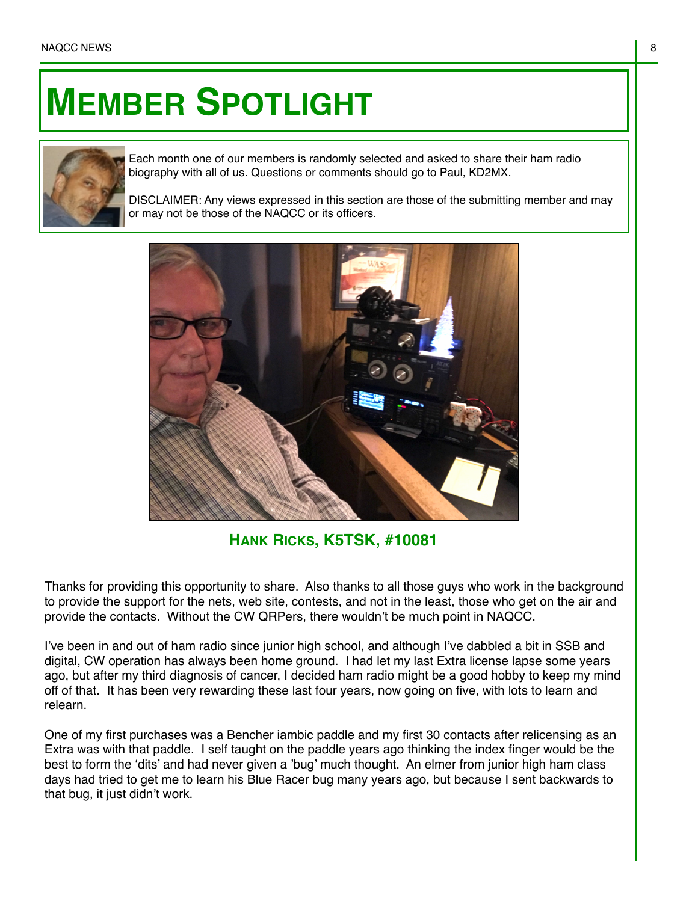# MEMBER SPOTLIGHT

Each month one of our members is randomly selected and asked to share their ham radio biography with all of us. Questions or comments should go to Paul, KD2MX.

DISCLAIMER: Any views expressed in this section are those of the submitting member and may or may not be those of the NAQCC or its officers.

## HANK RICKS, K5TSK, #10081

Thanks for providing this opportunity to share. Also thanks to all those guys who work in the background to provide the support for the nets, web site, contests, and not in the least, those who get on the air and provide the contacts. Without the CW QRPers, there wouldn't be much point in NAQCC.

I've been in and out of ham radio since junior high school, and although I've dabbled a bit in SSB and digital, CW operation has always been home ground. I had let my last Extra license lapse some years ago, but after my third diagnosis of cancer, I decided ham radio might be a good hobby to keep my mind off of that. It has been very rewarding these last four years, now going on five, with lots to learn and relearn.

One of my first purchases was a Bencher iambic paddle and my first 30 contacts after relicensing as an Extra was with that paddle. I self taught on the paddle years ago thinking the index finger would be the best to form the 'dits' and had never given a 'bug' much thought. An elmer from junior high ham class days had tried to get me to learn his Blue Racer bug many years ago, but because I sent backwards to that bug, it just didn't work.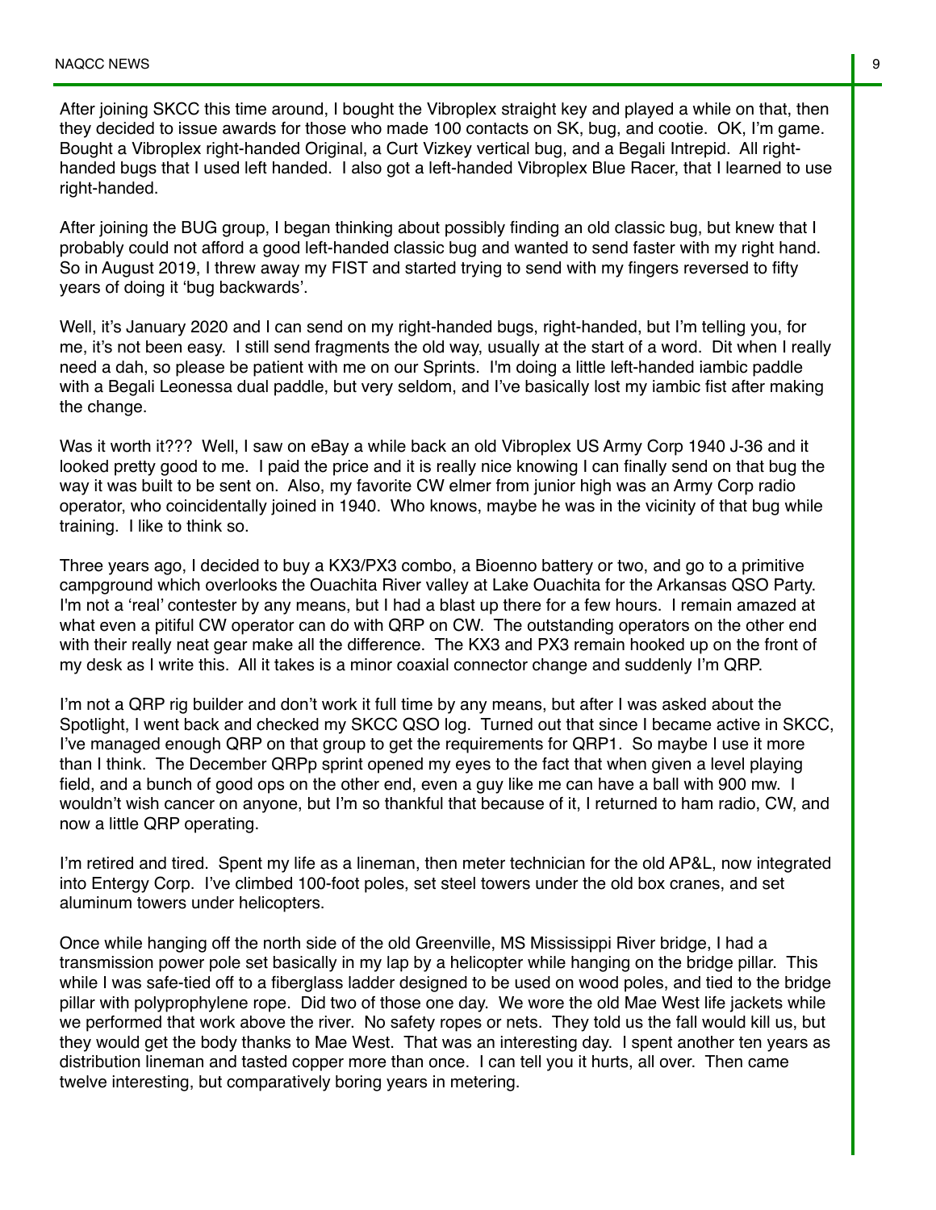After joining SKCC this time around, I bought the Vibroplex straight key and played a while on that, then they decided to issue awards for those who made 100 contacts on SK, bug, and cootie. OK, I'm game. Bought a Vibroplex right-handed Original, a Curt Vizkey vertical bug, and a Begali Intrepid. All right-handed bugs that I used left handed. I also got a left-handed Vibroplex Blue Racer, that I learned to use right-handed.

After joining the BUG group, I began thinking about possibly finding an old classic bug, but knew that I probably could not afford a good left-handed classic bug and wanted to send faster with my right hand. So in August 2019, I threw away my FIST and started trying to send with my fingers reversed to fifty years of doing it 'bug backwards'.

Well, it's January 2020 and I can send on my right-handed bugs, right-handed, but I'm telling you, for me, it's not been easy. I still send fragments the old way, usually at the start of a word. Dit when I really need a dah, so please be patient with me on our Sprints. I'm doing a little left-handed iambic paddle with a Begali Leonessa dual paddle, but very seldom, and I've basically lost my iambic fist after making the change.

Was it worth it??? Well, I saw on eBay a while back an old Vibroplex US Army Corp 1940 J-36 and it looked pretty good to me. I paid the price and it is really nice knowing I can finally send on that bug the way it was built to be sent on. Also, my favorite CW elmer from junior high was an Army Corp radio operator, who coincidentally joined in 1940. Who knows, maybe he was in the vicinity of that bug while training. I like to think so.

Three years ago, I decided to buy a KX3/PX3 combo, a Bioenno battery or two, and go to a primitive campground which overlooks the Ouachita River valley at Lake Ouachita for the Arkansas QSO Party. I'm not a 'real' contester by any means, but I had a blast up there for a few hours. I remain amazed at what even a pitiful CW operator can do with QRP on CW. The outstanding operators on the other end with their really neat gear make all the difference. The KX3 and PX3 remain hooked up on the front of my desk as I write this. All it takes is a minor coaxial connector change and suddenly I'm QRP.

I'm not a QRP rig builder and don't work it full time by any means, but after I was asked about the Spotlight, I went back and checked my SKCC QSO log. Turned out that since I became active in SKCC, I've managed enough QRP on that group to get the requirements for QRP1. So maybe I use it more than I think. The December QRPp sprint opened my eyes to the fact that when given a level playing field, and a bunch of good ops on the other end, even a guy like me can have a ball with 900 mw. I wouldn't wish cancer on anyone, but I'm so thankful that because of it, I returned to ham radio, CW, and now a little QRP operating.

I'm retired and tired. Spent my life as a lineman, then meter technician for the old AP&L, now integrated into Entergy Corp. I've climbed 100-foot poles, set steel towers under the old box cranes, and set aluminum towers under helicopters.

Once while hanging off the north side of the old Greenville, MS Mississippi River bridge, I had a transmission power pole set basically in my lap by a helicopter while hanging on the bridge pillar. This while I was safe-tied off to a fiberglass ladder designed to be used on wood poles, and tied to the bridge pillar with polyprophylene rope. Did two of those one day. We wore the old Mae West life jackets while we performed that work above the river. No safety ropes or nets. They told us the fall would kill us, but they would get the body thanks to Mae West. That was an interesting day. I spent another ten years as distribution lineman and tasted copper more than once. I can tell you it hurts, all over. Then came twelve interesting, but comparatively boring years in metering.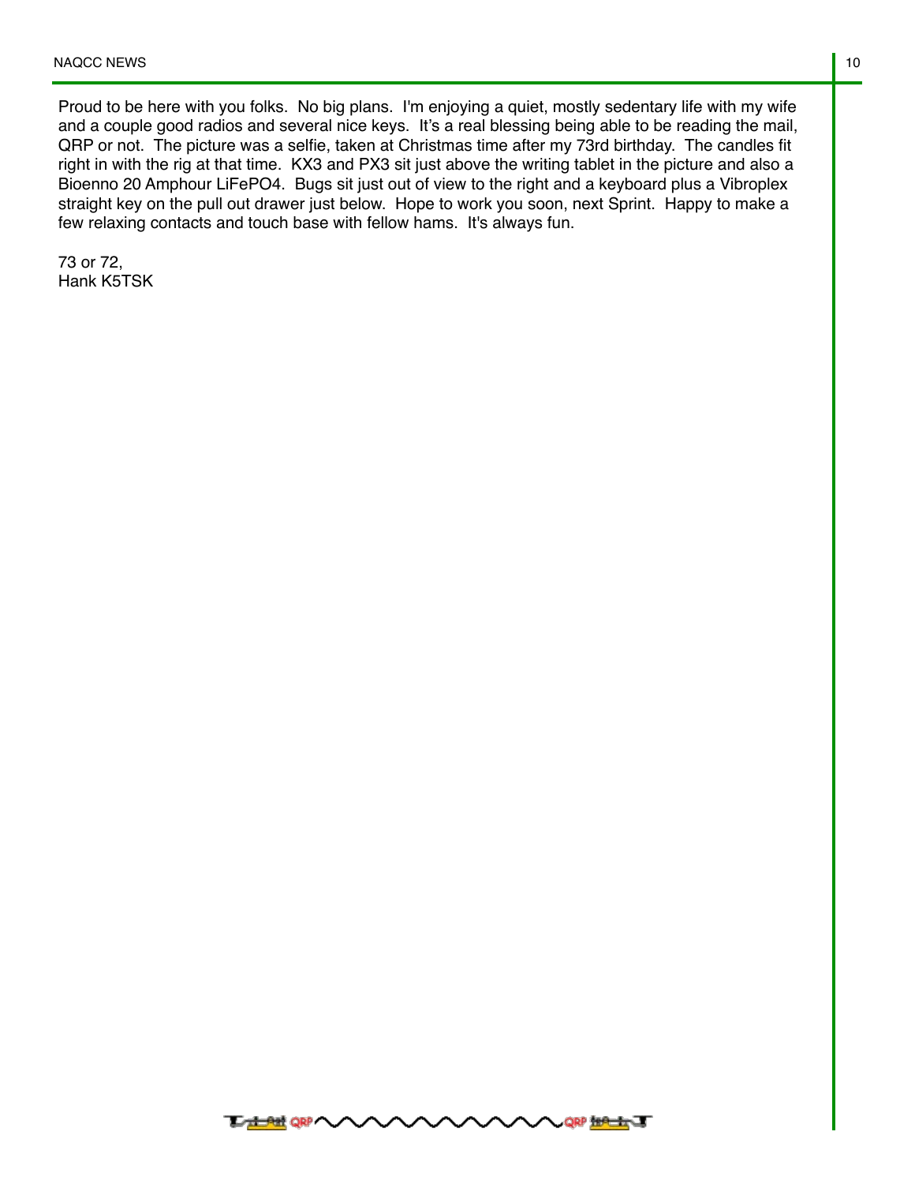Proud to be here with you folks. No big plans. I'm enjoying a quiet, mostly sedentary life with my wife and a couple good radios and several nice keys. It's a real blessing being able to be reading the mail, QRP or not. The picture was a selfie, taken at Christmas time after my 73rd birthday. The candles fit right in with the rig at that time. KX3 and PX3 sit just above the writing tablet in the picture and also a Bioenno 20 Amphour LiFePO4. Bugs sit just out of view to the right and a keyboard plus a Vibroplex straight key on the pull out drawer just below. Hope to work you soon, next Sprint. Happy to make a few relaxing contacts and touch base with fellow hams. It's always fun.

73 or 72,
Hank K5TSK